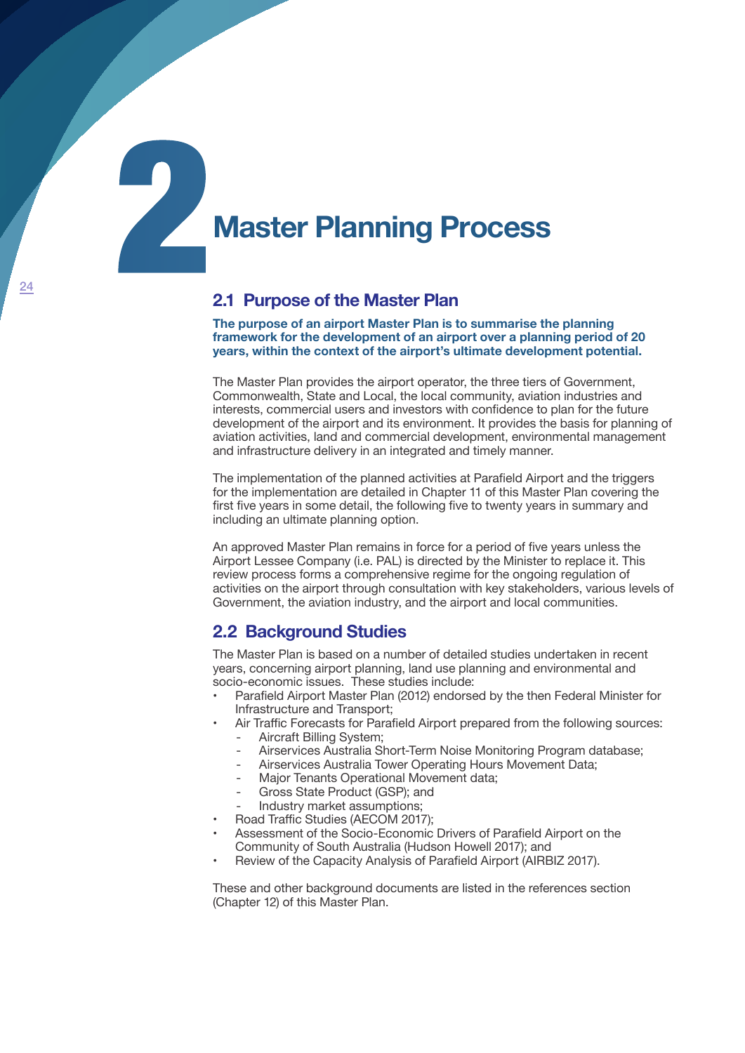# 2 Master Planning Process

## 2.1 Purpose of the Master Plan

**The purpose of an airport Master Plan is to summarise the planning framework for the development of an airport over a planning period of 20 years, within the context of the airport's ultimate development potential.**

The Master Plan provides the airport operator, the three tiers of Government, Commonwealth, State and Local, the local community, aviation industries and interests, commercial users and investors with confidence to plan for the future development of the airport and its environment. It provides the basis for planning of aviation activities, land and commercial development, environmental management and infrastructure delivery in an integrated and timely manner.

The implementation of the planned activities at Parafield Airport and the triggers for the implementation are detailed in Chapter 11 of this Master Plan covering the first five years in some detail, the following five to twenty years in summary and including an ultimate planning option.

An approved Master Plan remains in force for a period of five years unless the Airport Lessee Company (i.e. PAL) is directed by the Minister to replace it. This review process forms a comprehensive regime for the ongoing regulation of activities on the airport through consultation with key stakeholders, various levels of Government, the aviation industry, and the airport and local communities.

## 2.2 Background Studies

The Master Plan is based on a number of detailed studies undertaken in recent years, concerning airport planning, land use planning and environmental and socio-economic issues. These studies include:

- Parafield Airport Master Plan (2012) endorsed by the then Federal Minister for Infrastructure and Transport;
- Air Traffic Forecasts for Parafield Airport prepared from the following sources:
  - Aircraft Billing System;
  - Airservices Australia Short-Term Noise Monitoring Program database;
  - Airservices Australia Tower Operating Hours Movement Data;
  - Major Tenants Operational Movement data;
  - Gross State Product (GSP); and
  - Industry market assumptions;
- Road Traffic Studies (AECOM 2017);
- Assessment of the Socio-Economic Drivers of Parafield Airport on the Community of South Australia (Hudson Howell 2017); and
- Review of the Capacity Analysis of Parafield Airport (AIRBIZ 2017).

These and other background documents are listed in the references section (Chapter 12) of this Master Plan.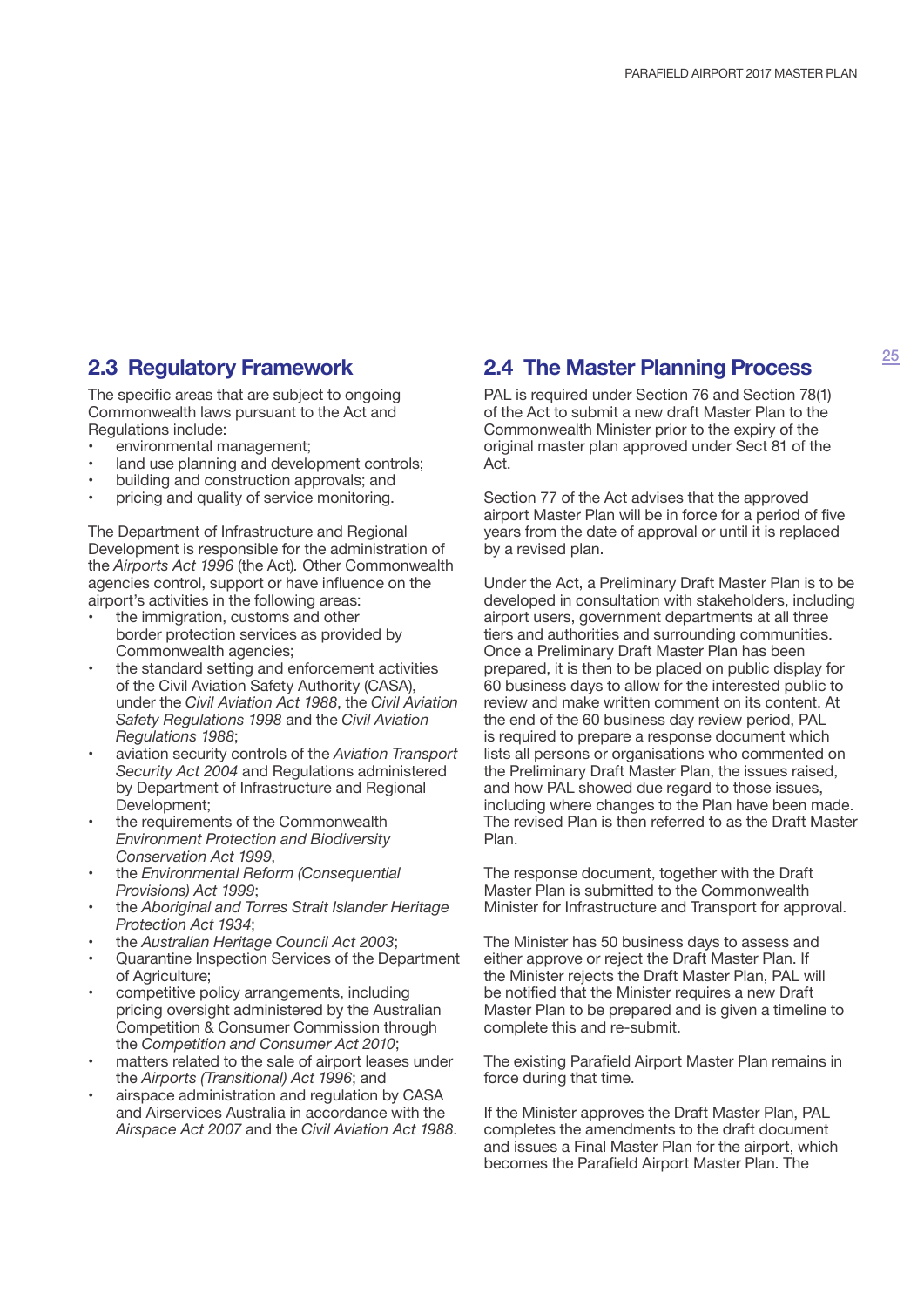## 2.3 Regulatory Framework

The specific areas that are subject to ongoing Commonwealth laws pursuant to the Act and Regulations include:

- environmental management;
- land use planning and development controls;
- building and construction approvals; and
- pricing and quality of service monitoring.

The Department of Infrastructure and Regional Development is responsible for the administration of the *Airports Act 1996* (the Act). Other Commonwealth agencies control, support or have influence on the airport's activities in the following areas:

- the immigration, customs and other border protection services as provided by Commonwealth agencies;
- the standard setting and enforcement activities of the Civil Aviation Safety Authority (CASA), under the *Civil Aviation Act 1988*, the *Civil Aviation Safety Regulations 1998* and the *Civil Aviation Regulations 1988*;
- aviation security controls of the *Aviation Transport Security Act 2004* and Regulations administered by Department of Infrastructure and Regional Development;
- the requirements of the Commonwealth *Environment Protection and Biodiversity Conservation Act 1999*,
- the *Environmental Reform (Consequential Provisions) Act 1999*;
- the *Aboriginal and Torres Strait Islander Heritage Protection Act 1934*;
- the *Australian Heritage Council Act 2003*;
- Quarantine Inspection Services of the Department of Agriculture;
- competitive policy arrangements, including pricing oversight administered by the Australian Competition & Consumer Commission through the *Competition and Consumer Act 2010*;
- matters related to the sale of airport leases under the *Airports (Transitional) Act 1996*; and
- airspace administration and regulation by CASA and Airservices Australia in accordance with the *Airspace Act 2007* and the *Civil Aviation Act 1988*.

## 2.4 The Master Planning Process

PAL is required under Section 76 and Section 78(1) of the Act to submit a new draft Master Plan to the Commonwealth Minister prior to the expiry of the original master plan approved under Sect 81 of the Act.

Section 77 of the Act advises that the approved airport Master Plan will be in force for a period of five years from the date of approval or until it is replaced by a revised plan.

Under the Act, a Preliminary Draft Master Plan is to be developed in consultation with stakeholders, including airport users, government departments at all three tiers and authorities and surrounding communities. Once a Preliminary Draft Master Plan has been prepared, it is then to be placed on public display for 60 business days to allow for the interested public to review and make written comment on its content. At the end of the 60 business day review period, PAL is required to prepare a response document which lists all persons or organisations who commented on the Preliminary Draft Master Plan, the issues raised, and how PAL showed due regard to those issues, including where changes to the Plan have been made. The revised Plan is then referred to as the Draft Master Plan.

The response document, together with the Draft Master Plan is submitted to the Commonwealth Minister for Infrastructure and Transport for approval.

The Minister has 50 business days to assess and either approve or reject the Draft Master Plan. If the Minister rejects the Draft Master Plan, PAL will be notified that the Minister requires a new Draft Master Plan to be prepared and is given a timeline to complete this and re-submit.

The existing Parafield Airport Master Plan remains in force during that time.

If the Minister approves the Draft Master Plan, PAL completes the amendments to the draft document and issues a Final Master Plan for the airport, which becomes the Parafield Airport Master Plan. The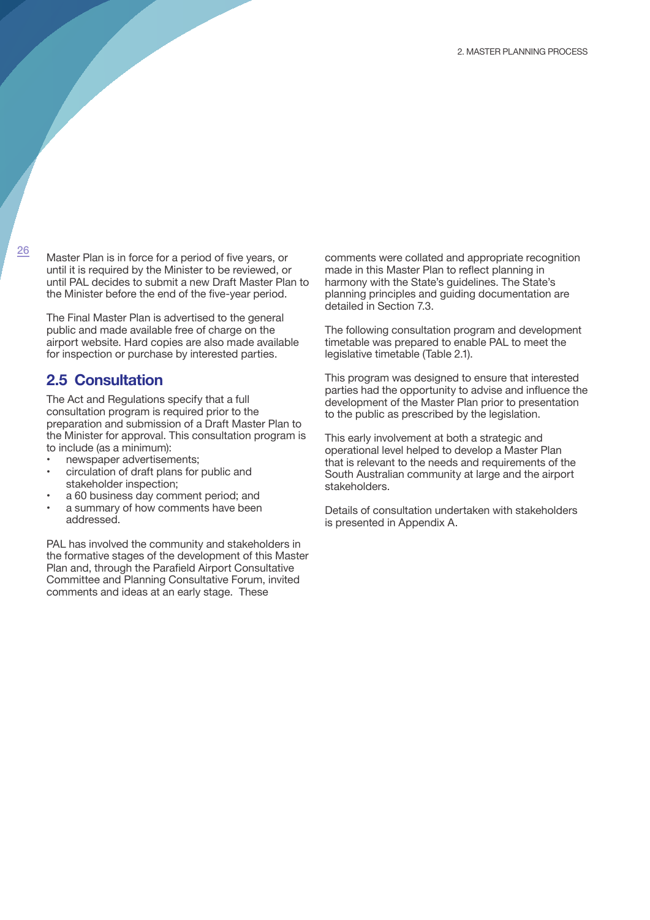Master Plan is in force for a period of five years, or until it is required by the Minister to be reviewed, or until PAL decides to submit a new Draft Master Plan to the Minister before the end of the five-year period.

The Final Master Plan is advertised to the general public and made available free of charge on the airport website. Hard copies are also made available for inspection or purchase by interested parties.

## 2.5 Consultation

The Act and Regulations specify that a full consultation program is required prior to the preparation and submission of a Draft Master Plan to the Minister for approval. This consultation program is to include (as a minimum):

- newspaper advertisements;
- circulation of draft plans for public and stakeholder inspection;
- a 60 business day comment period; and
- a summary of how comments have been addressed.

PAL has involved the community and stakeholders in the formative stages of the development of this Master Plan and, through the Parafield Airport Consultative Committee and Planning Consultative Forum, invited comments and ideas at an early stage. These comments were collated and appropriate recognition made in this Master Plan to reflect planning in harmony with the State's guidelines. The State's planning principles and guiding documentation are detailed in Section 7.3.

The following consultation program and development timetable was prepared to enable PAL to meet the legislative timetable (Table 2.1).

This program was designed to ensure that interested parties had the opportunity to advise and influence the development of the Master Plan prior to presentation to the public as prescribed by the legislation.

This early involvement at both a strategic and operational level helped to develop a Master Plan that is relevant to the needs and requirements of the South Australian community at large and the airport stakeholders.

Details of consultation undertaken with stakeholders is presented in Appendix A.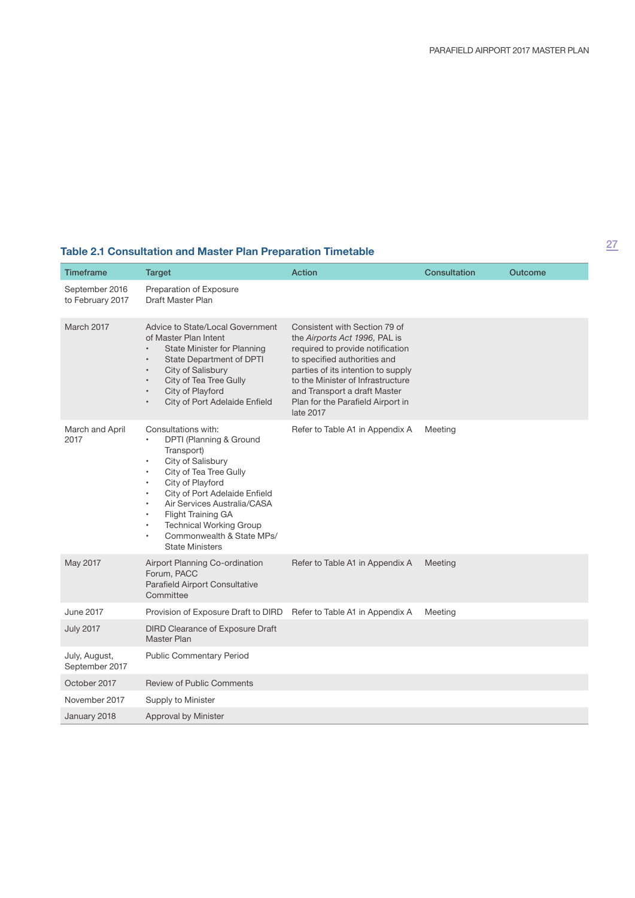### Table 2.1 Consultation and Master Plan Preparation Timetable

| Timeframe | Target | Action | Consultation | Outcome |
|---|---|---|---|---|
| September 2016 to February 2017 | Preparation of Exposure Draft Master Plan | | | |
| March 2017 | Advice to State/Local Government of Master Plan Intent<br>• State Minister for Planning<br>• State Department of DPTI<br>• City of Salisbury<br>• City of Tea Tree Gully<br>• City of Playford<br>• City of Port Adelaide Enfield | Consistent with Section 79 of the *Airports Act 1996*, PAL is required to provide notification to specified authorities and parties of its intention to supply to the Minister of Infrastructure and Transport a draft Master Plan for the Parafield Airport in late 2017 | | |
| March and April 2017 | Consultations with:<br>• DPTI (Planning & Ground Transport)<br>• City of Salisbury<br>• City of Tea Tree Gully<br>• City of Playford<br>• City of Port Adelaide Enfield<br>• Air Services Australia/CASA<br>• Flight Training GA<br>• Technical Working Group<br>• Commonwealth & State MPs/ State Ministers | Refer to Table A1 in Appendix A | Meeting | |
| May 2017 | Airport Planning Co-ordination Forum, PACC<br>Parafield Airport Consultative Committee | Refer to Table A1 in Appendix A | Meeting | |
| June 2017 | Provision of Exposure Draft to DIRD | Refer to Table A1 in Appendix A | Meeting | |
| July 2017 | DIRD Clearance of Exposure Draft Master Plan | | | |
| July, August, September 2017 | Public Commentary Period | | | |
| October 2017 | Review of Public Comments | | | |
| November 2017 | Supply to Minister | | | |
| January 2018 | Approval by Minister | | | |